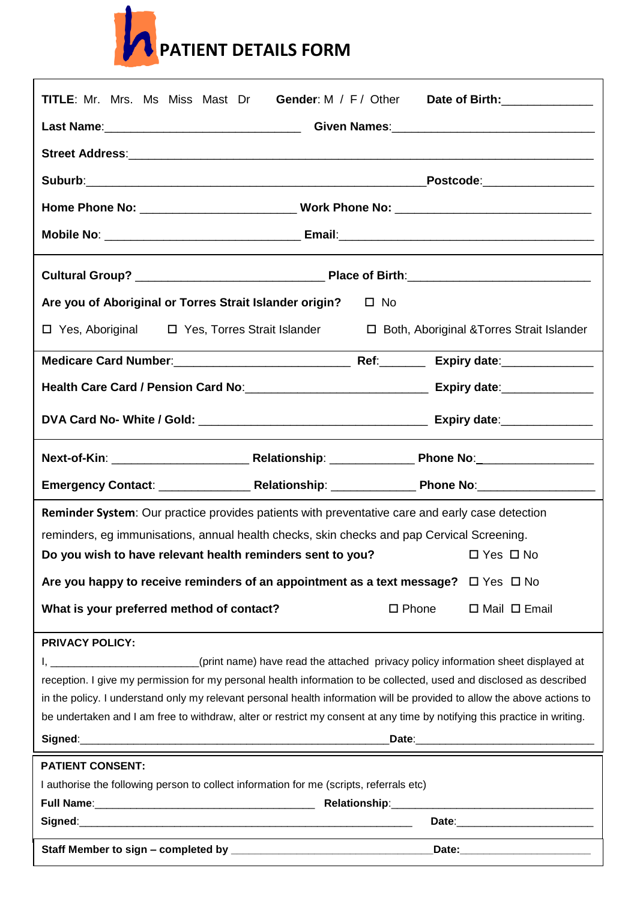# PATIENT DETAILS FORM

**TITLE**: Mr. Mrs. Ms Miss Mast Dr **Gender**: M / F / Other **Date of Birth**:______________

**Last Name**:______________________________ **Given Names**:______________________________

**Street Address**:________________________________________________________________________

**Suburb**:______________________________________________________ **Postcode**:_________________

**Home Phone No**: _______________________ **Work Phone No**: ______________________________

**Mobile No**: ______________________________ **Email**:_______________________________________

**Cultural Group?** ____________________________ **Place of Birth**:___________________________

**Are you of Aboriginal or Torres Strait Islander origin?** ☐ No

☐ Yes, Aboriginal ☐ Yes, Torres Strait Islander ☐ Both, Aboriginal &Torres Strait Islander

**Medicare Card Number**:___________________________ **Ref**:_______ **Expiry date**:______________

**Health Care Card / Pension Card No**:___________________________ **Expiry date**:______________

**DVA Card No- White / Gold**: ___________________________________ **Expiry date**:______________

**Next-of-Kin**: ____________________ **Relationship**: _____________ **Phone No**:_________________

**Emergency Contact**: ______________ **Relationship**: _____________ **Phone No**:_________________

**Reminder System**: Our practice provides patients with preventative care and early case detection reminders, eg immunisations, annual health checks, skin checks and pap Cervical Screening.

**Do you wish to have relevant health reminders sent to you?** ☐ Yes ☐ No

**Are you happy to receive reminders of an appointment as a text message?** ☐ Yes ☐ No

**What is your preferred method of contact?** ☐ Phone ☐ Mail ☐ Email

**PRIVACY POLICY:**

I, ________________________(print name) have read the attached privacy policy information sheet displayed at reception. I give my permission for my personal health information to be collected, used and disclosed as described in the policy. I understand only my relevant personal health information will be provided to allow the above actions to be undertaken and I am free to withdraw, alter or restrict my consent at any time by notifying this practice in writing.

**Signed**:___________________________________________________ **Date**:____________________________

**PATIENT CONSENT:**

I authorise the following person to collect information for me (scripts, referrals etc)

**Full Name**:____________________________________ **Relationship**:__________________________________

**Signed**:_________________________________________________________ **Date**:______________________

**Staff Member to sign – completed by** _________________________________ **Date**:______________________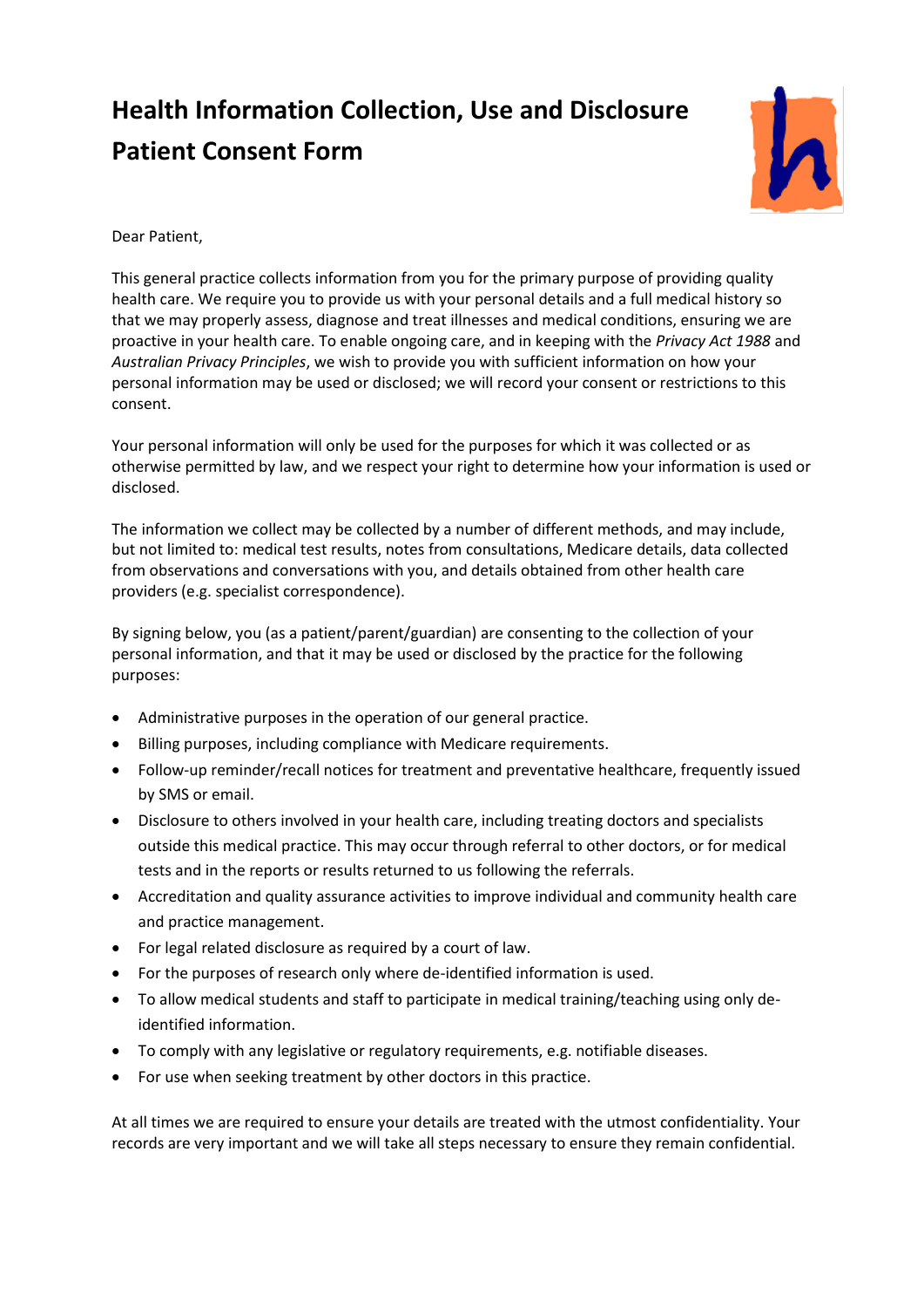# Health Information Collection, Use and Disclosure Patient Consent Form

Dear Patient,

This general practice collects information from you for the primary purpose of providing quality health care. We require you to provide us with your personal details and a full medical history so that we may properly assess, diagnose and treat illnesses and medical conditions, ensuring we are proactive in your health care. To enable ongoing care, and in keeping with the *Privacy Act 1988* and *Australian Privacy Principles*, we wish to provide you with sufficient information on how your personal information may be used or disclosed; we will record your consent or restrictions to this consent.

Your personal information will only be used for the purposes for which it was collected or as otherwise permitted by law, and we respect your right to determine how your information is used or disclosed.

The information we collect may be collected by a number of different methods, and may include, but not limited to: medical test results, notes from consultations, Medicare details, data collected from observations and conversations with you, and details obtained from other health care providers (e.g. specialist correspondence).

By signing below, you (as a patient/parent/guardian) are consenting to the collection of your personal information, and that it may be used or disclosed by the practice for the following purposes:

- Administrative purposes in the operation of our general practice.
- Billing purposes, including compliance with Medicare requirements.
- Follow-up reminder/recall notices for treatment and preventative healthcare, frequently issued by SMS or email.
- Disclosure to others involved in your health care, including treating doctors and specialists outside this medical practice. This may occur through referral to other doctors, or for medical tests and in the reports or results returned to us following the referrals.
- Accreditation and quality assurance activities to improve individual and community health care and practice management.
- For legal related disclosure as required by a court of law.
- For the purposes of research only where de-identified information is used.
- To allow medical students and staff to participate in medical training/teaching using only de-identified information.
- To comply with any legislative or regulatory requirements, e.g. notifiable diseases.
- For use when seeking treatment by other doctors in this practice.

At all times we are required to ensure your details are treated with the utmost confidentiality. Your records are very important and we will take all steps necessary to ensure they remain confidential.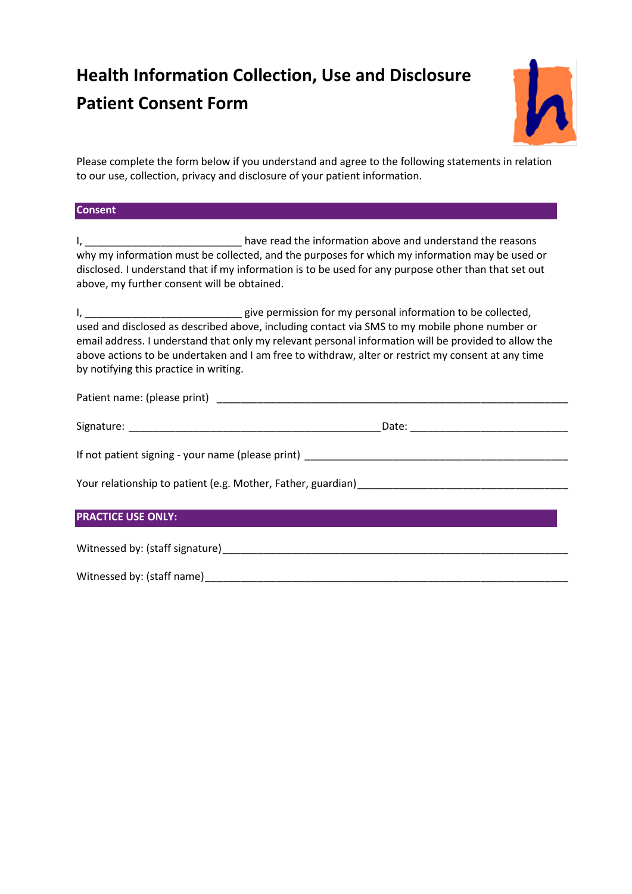# Health Information Collection, Use and Disclosure Patient Consent Form

Please complete the form below if you understand and agree to the following statements in relation to our use, collection, privacy and disclosure of your patient information.

## Consent

I, ____________________________ have read the information above and understand the reasons why my information must be collected, and the purposes for which my information may be used or disclosed. I understand that if my information is to be used for any purpose other than that set out above, my further consent will be obtained.

I, ____________________________ give permission for my personal information to be collected, used and disclosed as described above, including contact via SMS to my mobile phone number or email address. I understand that only my relevant personal information will be provided to allow the above actions to be undertaken and I am free to withdraw, alter or restrict my consent at any time by notifying this practice in writing.

Patient name: (please print) ________________________________________________________________

Signature: _____________________________________________ Date: ____________________________

If not patient signing - your name (please print) _________________________________________________

Your relationship to patient (e.g. Mother, Father, guardian) _____________________________________

## PRACTICE USE ONLY:

Witnessed by: (staff signature) ______________________________________________________________

Witnessed by: (staff name) _________________________________________________________________